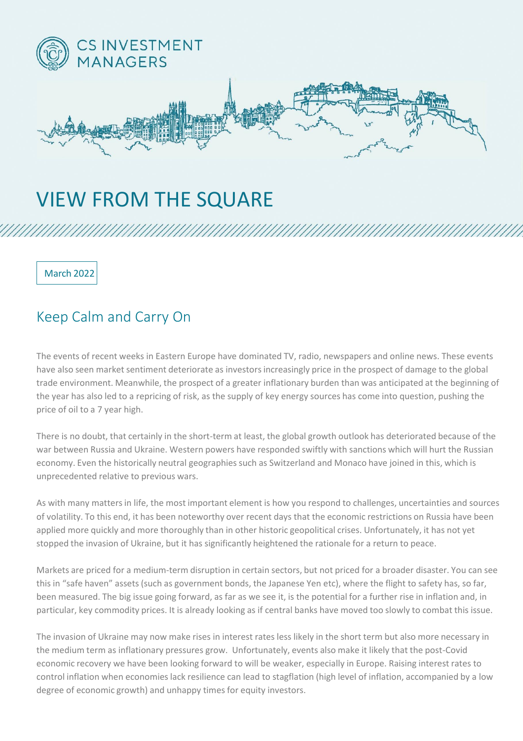CS INVESTMENT MANAGERS

# VIEW FROM THE SQUARE

March 2022

## Keep Calm and Carry On

The events of recent weeks in Eastern Europe have dominated TV, radio, newspapers and online news. These events have also seen market sentiment deteriorate as investors increasingly price in the prospect of damage to the global trade environment. Meanwhile, the prospect of a greater inflationary burden than was anticipated at the beginning of the year has also led to a repricing of risk, as the supply of key energy sources has come into question, pushing the price of oil to a 7 year high.

There is no doubt, that certainly in the short-term at least, the global growth outlook has deteriorated because of the war between Russia and Ukraine. Western powers have responded swiftly with sanctions which will hurt the Russian economy. Even the historically neutral geographies such as Switzerland and Monaco have joined in this, which is unprecedented relative to previous wars.

As with many matters in life, the most important element is how you respond to challenges, uncertainties and sources of volatility. To this end, it has been noteworthy over recent days that the economic restrictions on Russia have been applied more quickly and more thoroughly than in other historic geopolitical crises. Unfortunately, it has not yet stopped the invasion of Ukraine, but it has significantly heightened the rationale for a return to peace.

Markets are priced for a medium-term disruption in certain sectors, but not priced for a broader disaster. You can see this in "safe haven" assets (such as government bonds, the Japanese Yen etc), where the flight to safety has, so far, been measured. The big issue going forward, as far as we see it, is the potential for a further rise in inflation and, in particular, key commodity prices. It is already looking as if central banks have moved too slowly to combat this issue.

The invasion of Ukraine may now make rises in interest rates less likely in the short term but also more necessary in the medium term as inflationary pressures grow. Unfortunately, events also make it likely that the post-Covid economic recovery we have been looking forward to will be weaker, especially in Europe. Raising interest rates to control inflation when economies lack resilience can lead to stagflation (high level of inflation, accompanied by a low degree of economic growth) and unhappy times for equity investors.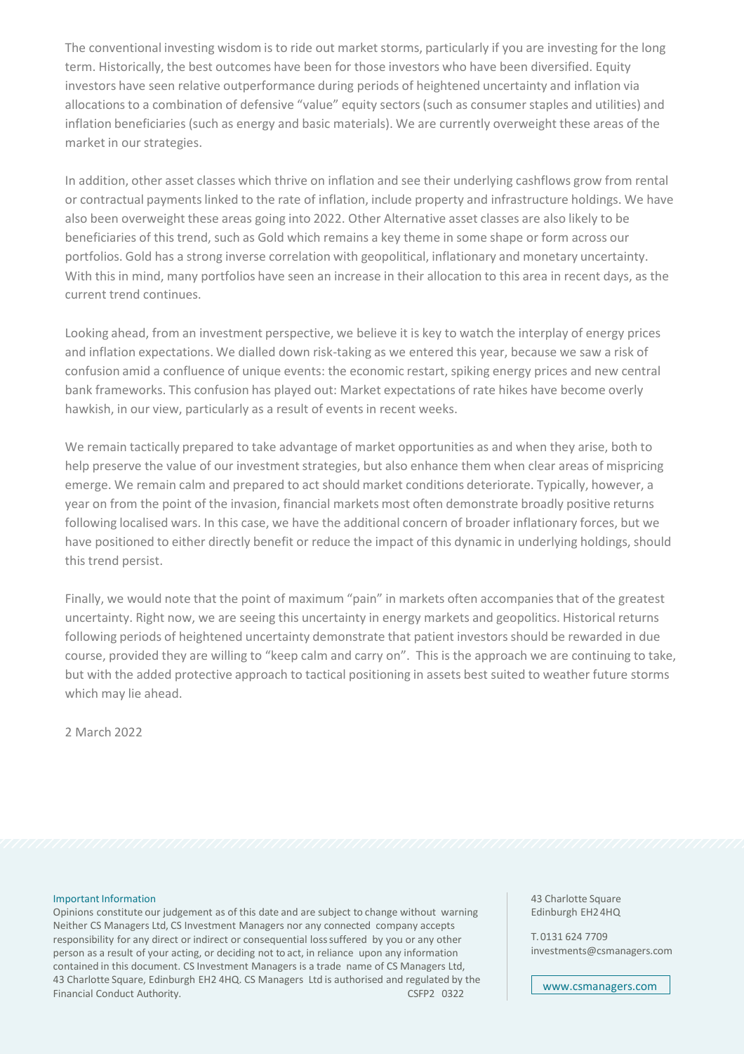The conventional investing wisdom is to ride out market storms, particularly if you are investing for the long term. Historically, the best outcomes have been for those investors who have been diversified. Equity investors have seen relative outperformance during periods of heightened uncertainty and inflation via allocations to a combination of defensive "value" equity sectors (such as consumer staples and utilities) and inflation beneficiaries (such as energy and basic materials). We are currently overweight these areas of the market in our strategies.

In addition, other asset classes which thrive on inflation and see their underlying cashflows grow from rental or contractual payments linked to the rate of inflation, include property and infrastructure holdings. We have also been overweight these areas going into 2022. Other Alternative asset classes are also likely to be beneficiaries of this trend, such as Gold which remains a key theme in some shape or form across our portfolios. Gold has a strong inverse correlation with geopolitical, inflationary and monetary uncertainty. With this in mind, many portfolios have seen an increase in their allocation to this area in recent days, as the current trend continues.

Looking ahead, from an investment perspective, we believe it is key to watch the interplay of energy prices and inflation expectations. We dialled down risk-taking as we entered this year, because we saw a risk of confusion amid a confluence of unique events: the economic restart, spiking energy prices and new central bank frameworks. This confusion has played out: Market expectations of rate hikes have become overly hawkish, in our view, particularly as a result of events in recent weeks.

We remain tactically prepared to take advantage of market opportunities as and when they arise, both to help preserve the value of our investment strategies, but also enhance them when clear areas of mispricing emerge. We remain calm and prepared to act should market conditions deteriorate. Typically, however, a year on from the point of the invasion, financial markets most often demonstrate broadly positive returns following localised wars. In this case, we have the additional concern of broader inflationary forces, but we have positioned to either directly benefit or reduce the impact of this dynamic in underlying holdings, should this trend persist.

Finally, we would note that the point of maximum "pain" in markets often accompanies that of the greatest uncertainty. Right now, we are seeing this uncertainty in energy markets and geopolitics. Historical returns following periods of heightened uncertainty demonstrate that patient investors should be rewarded in due course, provided they are willing to "keep calm and carry on". This is the approach we are continuing to take, but with the added protective approach to tactical positioning in assets best suited to weather future storms which may lie ahead.

2 March 2022

Important Information

Opinions constitute our judgement as of this date and are subject to change without warning Neither CS Managers Ltd, CS Investment Managers nor any connected company accepts responsibility for any direct or indirect or consequential loss suffered by you or any other person as a result of your acting, or deciding not to act, in reliance upon any information contained in this document. CS Investment Managers is a trade name of CS Managers Ltd, 43 Charlotte Square, Edinburgh EH2 4HQ. CS Managers Ltd is authorised and regulated by the Financial Conduct Authority. CSFP2 0322

43 Charlotte Square
Edinburgh EH2 4HQ

T. 0131 624 7709
investments@csmanagers.com

www.csmanagers.com